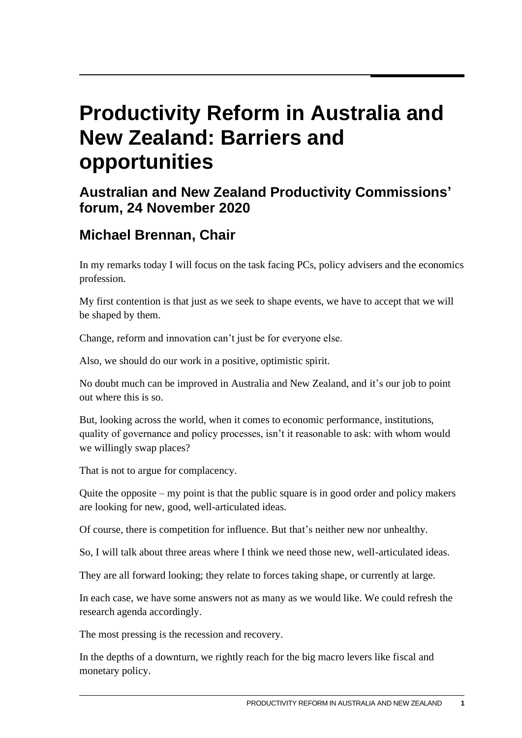# Productivity Reform in Australia and New Zealand: Barriers and opportunities

## Australian and New Zealand Productivity Commissions' forum, 24 November 2020

## Michael Brennan, Chair

In my remarks today I will focus on the task facing PCs, policy advisers and the economics profession.

My first contention is that just as we seek to shape events, we have to accept that we will be shaped by them.

Change, reform and innovation can't just be for everyone else.

Also, we should do our work in a positive, optimistic spirit.

No doubt much can be improved in Australia and New Zealand, and it's our job to point out where this is so.

But, looking across the world, when it comes to economic performance, institutions, quality of governance and policy processes, isn't it reasonable to ask: with whom would we willingly swap places?

That is not to argue for complacency.

Quite the opposite – my point is that the public square is in good order and policy makers are looking for new, good, well-articulated ideas.

Of course, there is competition for influence. But that's neither new nor unhealthy.

So, I will talk about three areas where I think we need those new, well-articulated ideas.

They are all forward looking; they relate to forces taking shape, or currently at large.

In each case, we have some answers not as many as we would like. We could refresh the research agenda accordingly.

The most pressing is the recession and recovery.

In the depths of a downturn, we rightly reach for the big macro levers like fiscal and monetary policy.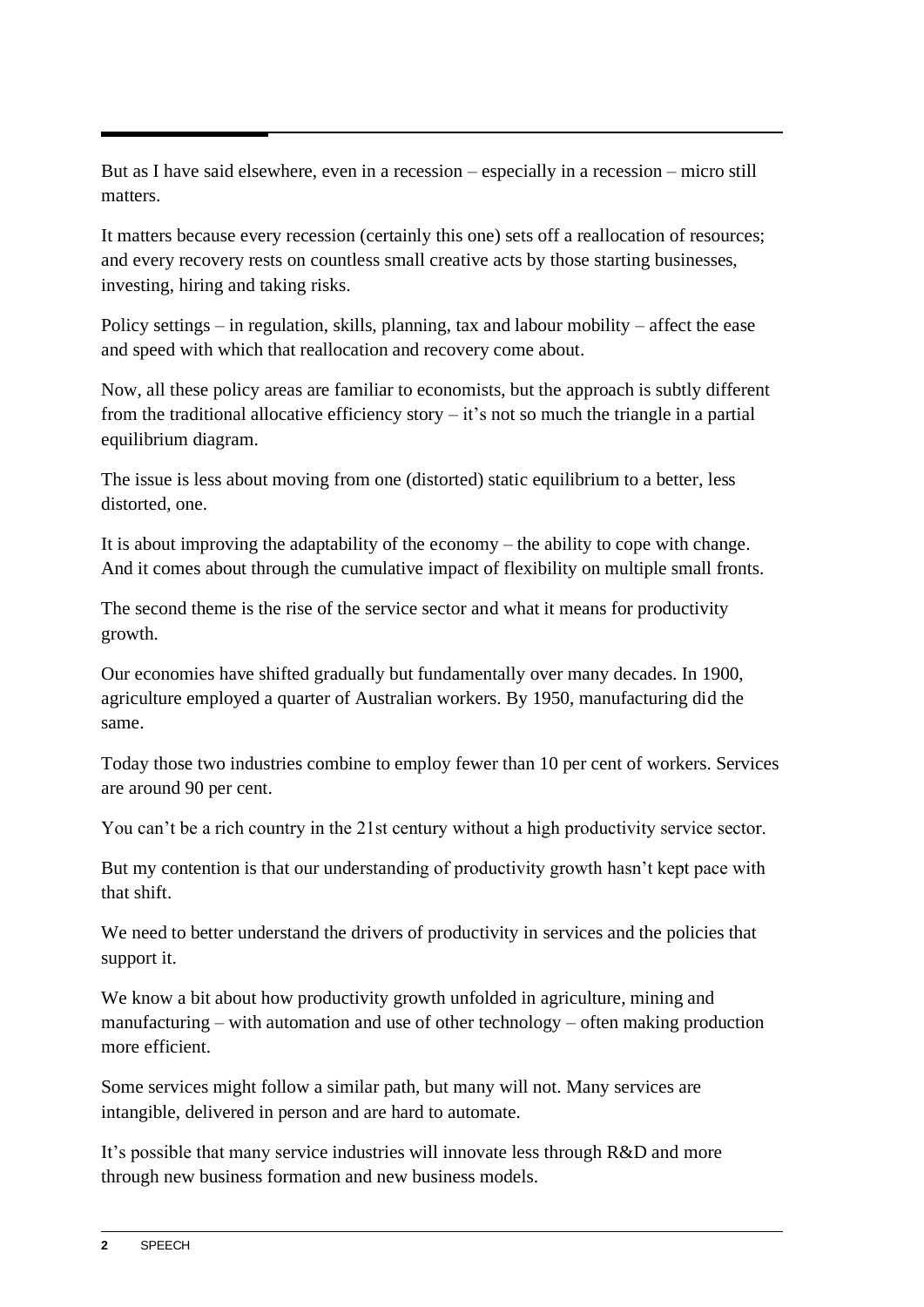But as I have said elsewhere, even in a recession – especially in a recession – micro still matters.

It matters because every recession (certainly this one) sets off a reallocation of resources; and every recovery rests on countless small creative acts by those starting businesses, investing, hiring and taking risks.

Policy settings – in regulation, skills, planning, tax and labour mobility – affect the ease and speed with which that reallocation and recovery come about.

Now, all these policy areas are familiar to economists, but the approach is subtly different from the traditional allocative efficiency story – it's not so much the triangle in a partial equilibrium diagram.

The issue is less about moving from one (distorted) static equilibrium to a better, less distorted, one.

It is about improving the adaptability of the economy – the ability to cope with change. And it comes about through the cumulative impact of flexibility on multiple small fronts.

The second theme is the rise of the service sector and what it means for productivity growth.

Our economies have shifted gradually but fundamentally over many decades. In 1900, agriculture employed a quarter of Australian workers. By 1950, manufacturing did the same.

Today those two industries combine to employ fewer than 10 per cent of workers. Services are around 90 per cent.

You can't be a rich country in the 21st century without a high productivity service sector.

But my contention is that our understanding of productivity growth hasn't kept pace with that shift.

We need to better understand the drivers of productivity in services and the policies that support it.

We know a bit about how productivity growth unfolded in agriculture, mining and manufacturing – with automation and use of other technology – often making production more efficient.

Some services might follow a similar path, but many will not. Many services are intangible, delivered in person and are hard to automate.

It's possible that many service industries will innovate less through R&D and more through new business formation and new business models.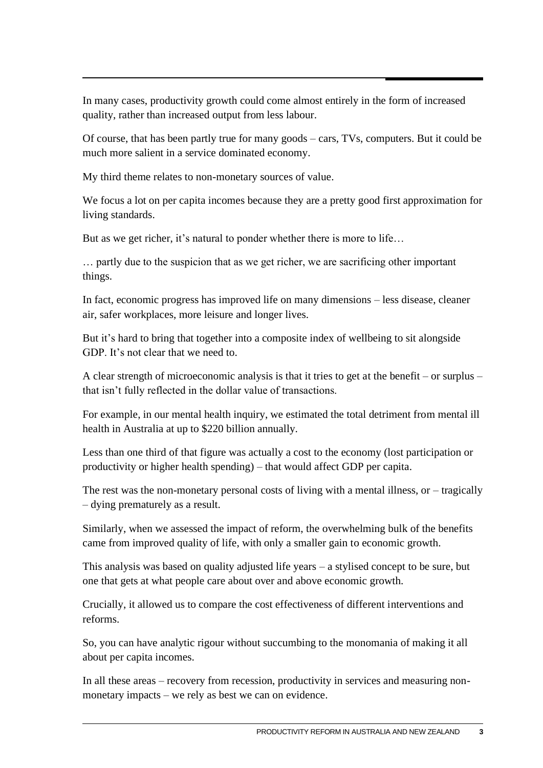In many cases, productivity growth could come almost entirely in the form of increased quality, rather than increased output from less labour.

Of course, that has been partly true for many goods – cars, TVs, computers. But it could be much more salient in a service dominated economy.

My third theme relates to non-monetary sources of value.

We focus a lot on per capita incomes because they are a pretty good first approximation for living standards.

But as we get richer, it's natural to ponder whether there is more to life…

… partly due to the suspicion that as we get richer, we are sacrificing other important things.

In fact, economic progress has improved life on many dimensions – less disease, cleaner air, safer workplaces, more leisure and longer lives.

But it's hard to bring that together into a composite index of wellbeing to sit alongside GDP. It's not clear that we need to.

A clear strength of microeconomic analysis is that it tries to get at the benefit – or surplus – that isn't fully reflected in the dollar value of transactions.

For example, in our mental health inquiry, we estimated the total detriment from mental ill health in Australia at up to $220 billion annually.

Less than one third of that figure was actually a cost to the economy (lost participation or productivity or higher health spending) – that would affect GDP per capita.

The rest was the non-monetary personal costs of living with a mental illness, or – tragically – dying prematurely as a result.

Similarly, when we assessed the impact of reform, the overwhelming bulk of the benefits came from improved quality of life, with only a smaller gain to economic growth.

This analysis was based on quality adjusted life years – a stylised concept to be sure, but one that gets at what people care about over and above economic growth.

Crucially, it allowed us to compare the cost effectiveness of different interventions and reforms.

So, you can have analytic rigour without succumbing to the monomania of making it all about per capita incomes.

In all these areas – recovery from recession, productivity in services and measuring non-monetary impacts – we rely as best we can on evidence.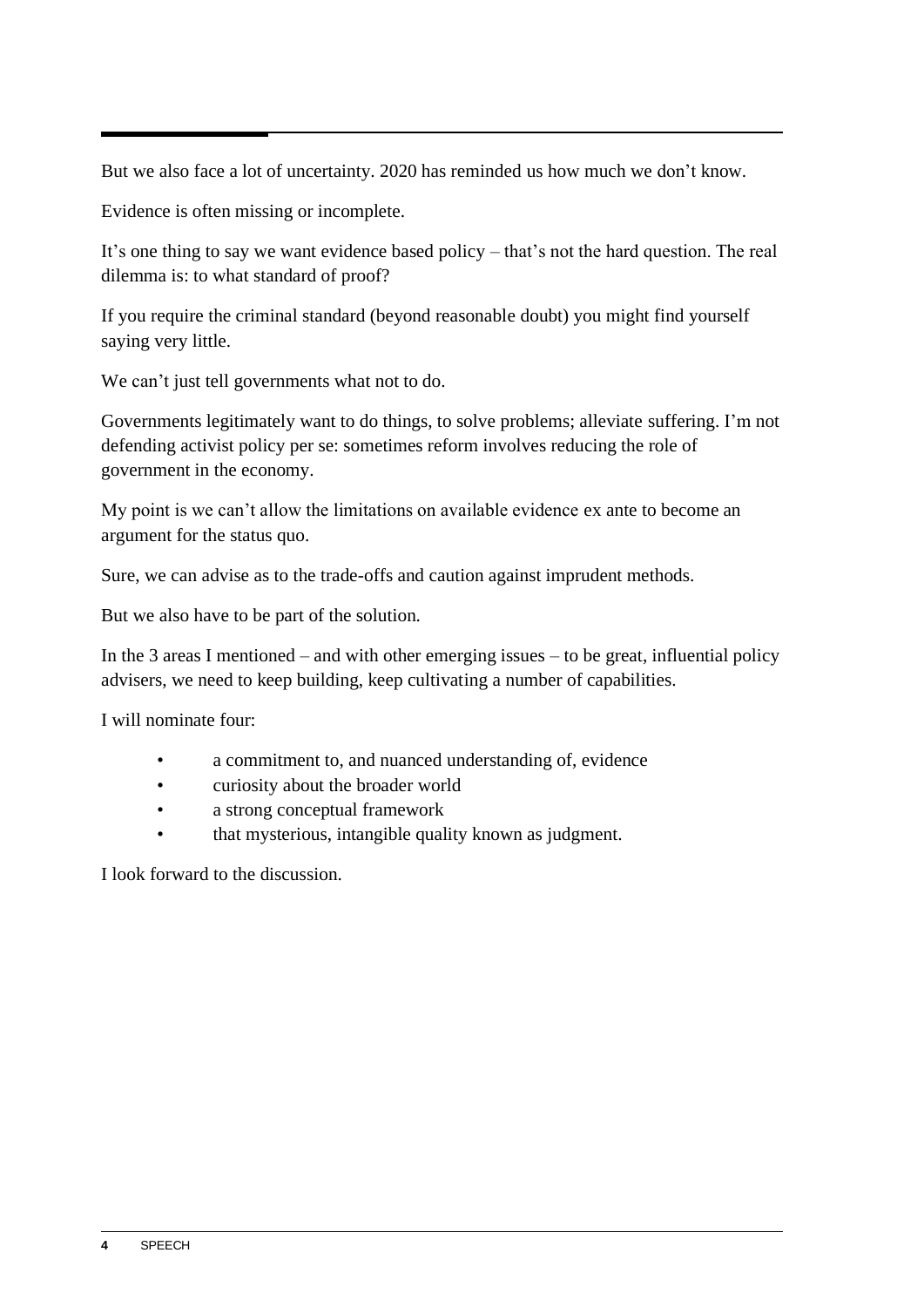But we also face a lot of uncertainty. 2020 has reminded us how much we don't know.

Evidence is often missing or incomplete.

It's one thing to say we want evidence based policy – that's not the hard question. The real dilemma is: to what standard of proof?

If you require the criminal standard (beyond reasonable doubt) you might find yourself saying very little.

We can't just tell governments what not to do.

Governments legitimately want to do things, to solve problems; alleviate suffering. I'm not defending activist policy per se: sometimes reform involves reducing the role of government in the economy.

My point is we can't allow the limitations on available evidence ex ante to become an argument for the status quo.

Sure, we can advise as to the trade-offs and caution against imprudent methods.

But we also have to be part of the solution.

In the 3 areas I mentioned – and with other emerging issues – to be great, influential policy advisers, we need to keep building, keep cultivating a number of capabilities.

I will nominate four:

- a commitment to, and nuanced understanding of, evidence
- curiosity about the broader world
- a strong conceptual framework
- that mysterious, intangible quality known as judgment.

I look forward to the discussion.